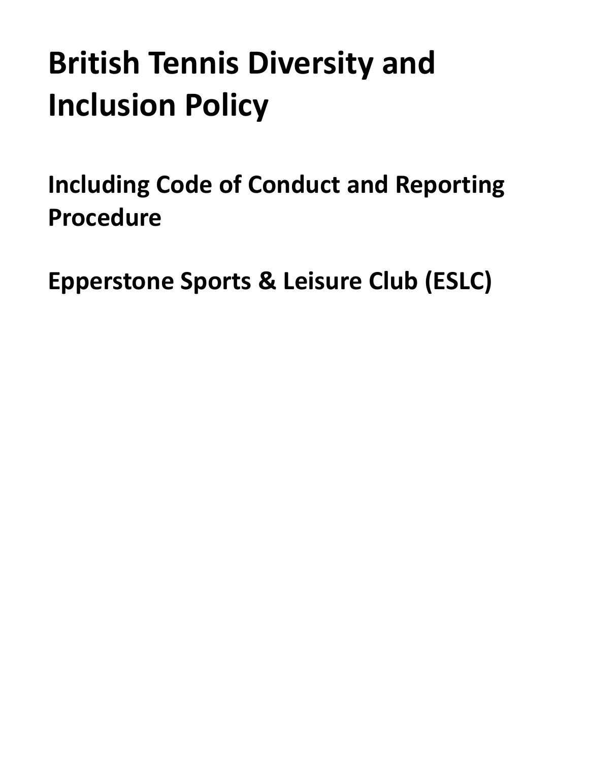# British Tennis Diversity and Inclusion Policy

## Including Code of Conduct and Reporting Procedure

## Epperstone Sports & Leisure Club (ESLC)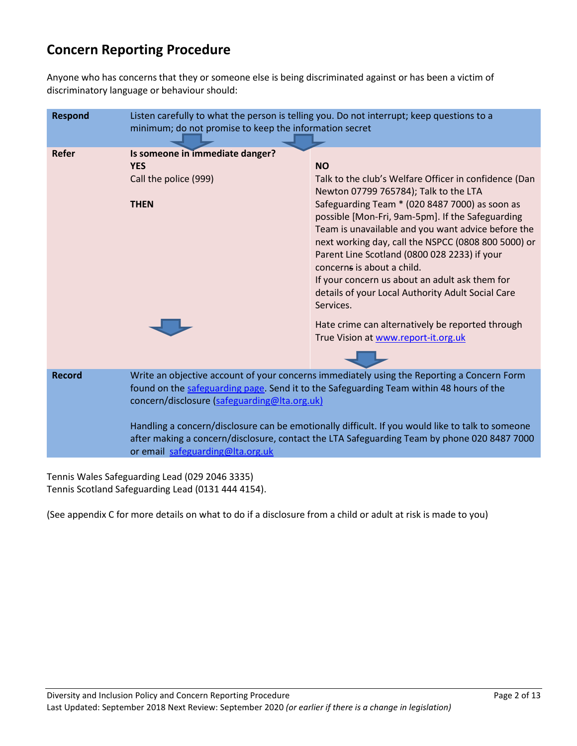## Concern Reporting Procedure

Anyone who has concerns that they or someone else is being discriminated against or has been a victim of discriminatory language or behaviour should:

| | | |
|---|---|---|
| **Respond** | Listen carefully to what the person is telling you. Do not interrupt; keep questions to a minimum; do not promise to keep the information secret | |
| **Refer** | **Is someone in immediate danger?**<br>**YES**<br>Call the police (999)<br><br>**THEN** | **NO**<br>Talk to the club's Welfare Officer in confidence (Dan Newton 07799 765784); Talk to the LTA Safeguarding Team * (020 8487 7000) as soon as possible [Mon-Fri, 9am-5pm]. If the Safeguarding Team is unavailable and you want advice before the next working day, call the NSPCC (0808 800 5000) or Parent Line Scotland (0800 028 2233) if your concerns is about a child.<br>If your concern us about an adult ask them for details of your Local Authority Adult Social Care Services.<br><br>Hate crime can alternatively be reported through True Vision at www.report-it.org.uk |
| **Record** | Write an objective account of your concerns immediately using the Reporting a Concern Form found on the safeguarding page. Send it to the Safeguarding Team within 48 hours of the concern/disclosure (safeguarding@lta.org.uk)<br><br>Handling a concern/disclosure can be emotionally difficult. If you would like to talk to someone after making a concern/disclosure, contact the LTA Safeguarding Team by phone 020 8487 7000 or email safeguarding@lta.org.uk | |

Tennis Wales Safeguarding Lead (029 2046 3335)
Tennis Scotland Safeguarding Lead (0131 444 4154).

(See appendix C for more details on what to do if a disclosure from a child or adult at risk is made to you)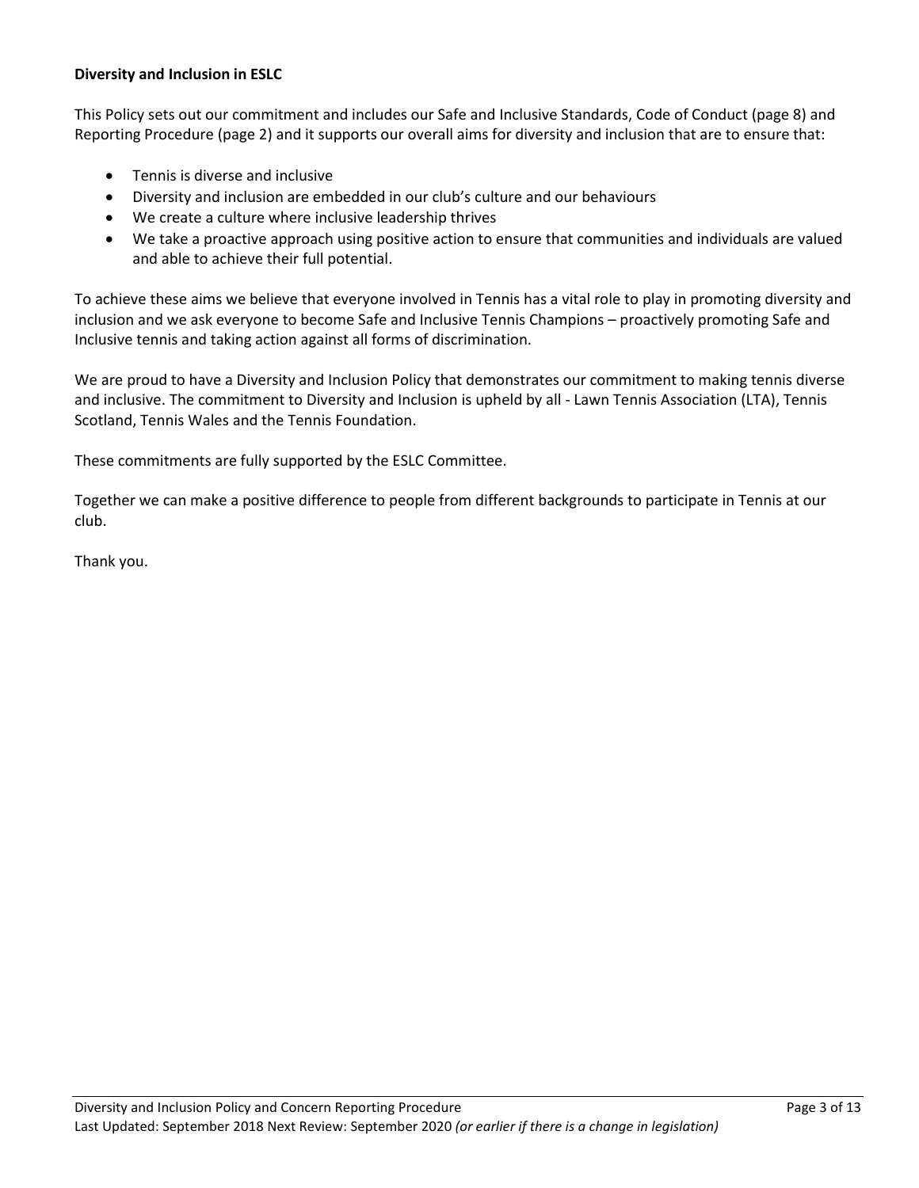**Diversity and Inclusion in ESLC**

This Policy sets out our commitment and includes our Safe and Inclusive Standards, Code of Conduct (page 8) and Reporting Procedure (page 2) and it supports our overall aims for diversity and inclusion that are to ensure that:

- Tennis is diverse and inclusive
- Diversity and inclusion are embedded in our club's culture and our behaviours
- We create a culture where inclusive leadership thrives
- We take a proactive approach using positive action to ensure that communities and individuals are valued and able to achieve their full potential.

To achieve these aims we believe that everyone involved in Tennis has a vital role to play in promoting diversity and inclusion and we ask everyone to become Safe and Inclusive Tennis Champions – proactively promoting Safe and Inclusive tennis and taking action against all forms of discrimination.

We are proud to have a Diversity and Inclusion Policy that demonstrates our commitment to making tennis diverse and inclusive. The commitment to Diversity and Inclusion is upheld by all - Lawn Tennis Association (LTA), Tennis Scotland, Tennis Wales and the Tennis Foundation.

These commitments are fully supported by the ESLC Committee.

Together we can make a positive difference to people from different backgrounds to participate in Tennis at our club.

Thank you.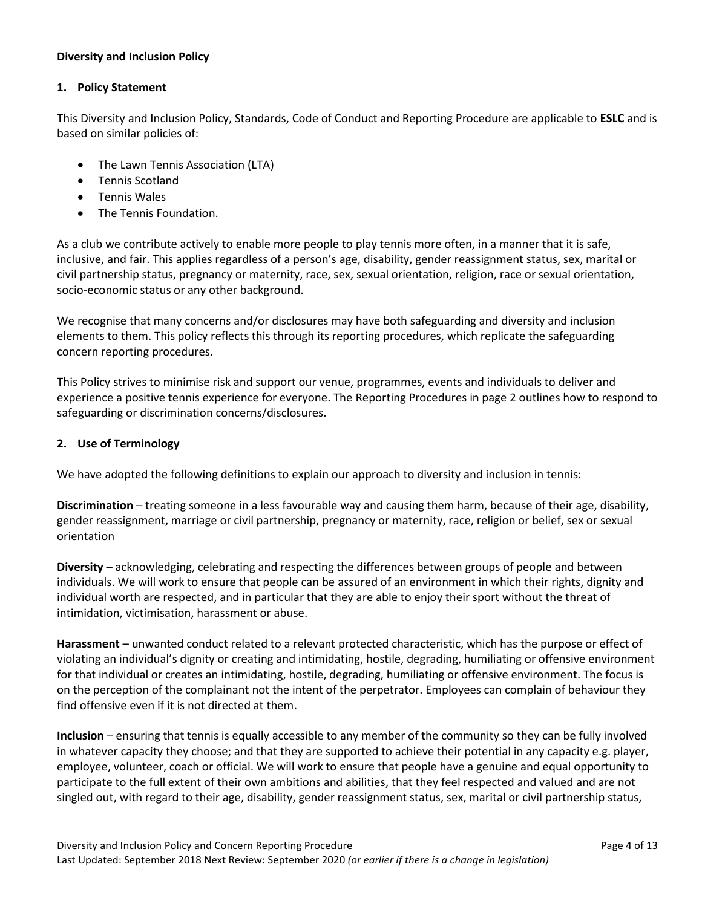**Diversity and Inclusion Policy**

## 1. Policy Statement

This Diversity and Inclusion Policy, Standards, Code of Conduct and Reporting Procedure are applicable to **ESLC** and is based on similar policies of:

- The Lawn Tennis Association (LTA)
- Tennis Scotland
- Tennis Wales
- The Tennis Foundation.

As a club we contribute actively to enable more people to play tennis more often, in a manner that it is safe, inclusive, and fair. This applies regardless of a person's age, disability, gender reassignment status, sex, marital or civil partnership status, pregnancy or maternity, race, sex, sexual orientation, religion, race or sexual orientation, socio-economic status or any other background.

We recognise that many concerns and/or disclosures may have both safeguarding and diversity and inclusion elements to them. This policy reflects this through its reporting procedures, which replicate the safeguarding concern reporting procedures.

This Policy strives to minimise risk and support our venue, programmes, events and individuals to deliver and experience a positive tennis experience for everyone. The Reporting Procedures in page 2 outlines how to respond to safeguarding or discrimination concerns/disclosures.

## 2. Use of Terminology

We have adopted the following definitions to explain our approach to diversity and inclusion in tennis:

**Discrimination** – treating someone in a less favourable way and causing them harm, because of their age, disability, gender reassignment, marriage or civil partnership, pregnancy or maternity, race, religion or belief, sex or sexual orientation

**Diversity** – acknowledging, celebrating and respecting the differences between groups of people and between individuals. We will work to ensure that people can be assured of an environment in which their rights, dignity and individual worth are respected, and in particular that they are able to enjoy their sport without the threat of intimidation, victimisation, harassment or abuse.

**Harassment** – unwanted conduct related to a relevant protected characteristic, which has the purpose or effect of violating an individual's dignity or creating and intimidating, hostile, degrading, humiliating or offensive environment for that individual or creates an intimidating, hostile, degrading, humiliating or offensive environment. The focus is on the perception of the complainant not the intent of the perpetrator. Employees can complain of behaviour they find offensive even if it is not directed at them.

**Inclusion** – ensuring that tennis is equally accessible to any member of the community so they can be fully involved in whatever capacity they choose; and that they are supported to achieve their potential in any capacity e.g. player, employee, volunteer, coach or official. We will work to ensure that people have a genuine and equal opportunity to participate to the full extent of their own ambitions and abilities, that they feel respected and valued and are not singled out, with regard to their age, disability, gender reassignment status, sex, marital or civil partnership status,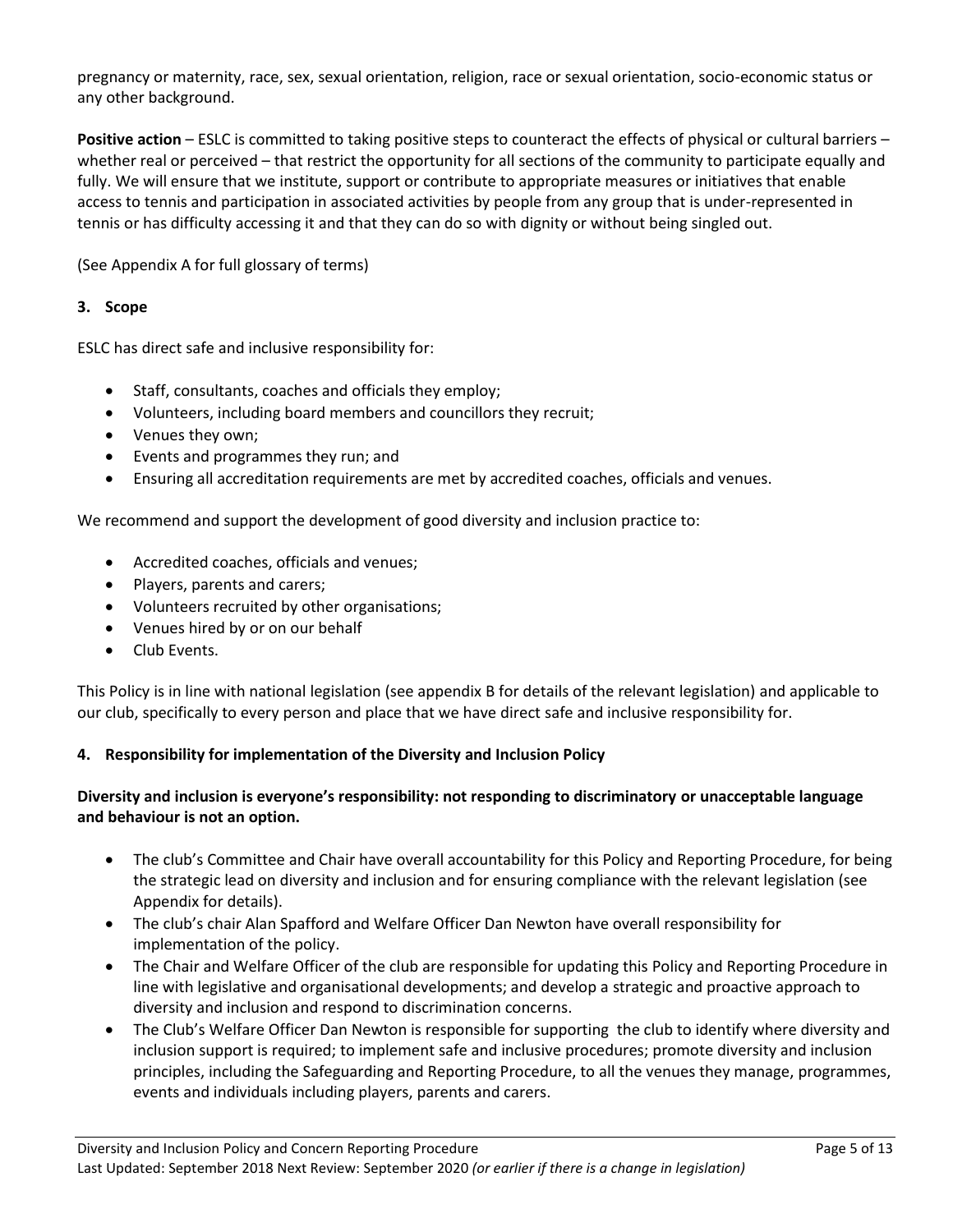pregnancy or maternity, race, sex, sexual orientation, religion, race or sexual orientation, socio-economic status or any other background.

**Positive action** – ESLC is committed to taking positive steps to counteract the effects of physical or cultural barriers – whether real or perceived – that restrict the opportunity for all sections of the community to participate equally and fully. We will ensure that we institute, support or contribute to appropriate measures or initiatives that enable access to tennis and participation in associated activities by people from any group that is under-represented in tennis or has difficulty accessing it and that they can do so with dignity or without being singled out.

(See Appendix A for full glossary of terms)

## 3. Scope

ESLC has direct safe and inclusive responsibility for:

- Staff, consultants, coaches and officials they employ;
- Volunteers, including board members and councillors they recruit;
- Venues they own;
- Events and programmes they run; and
- Ensuring all accreditation requirements are met by accredited coaches, officials and venues.

We recommend and support the development of good diversity and inclusion practice to:

- Accredited coaches, officials and venues;
- Players, parents and carers;
- Volunteers recruited by other organisations;
- Venues hired by or on our behalf
- Club Events.

This Policy is in line with national legislation (see appendix B for details of the relevant legislation) and applicable to our club, specifically to every person and place that we have direct safe and inclusive responsibility for.

## 4. Responsibility for implementation of the Diversity and Inclusion Policy

**Diversity and inclusion is everyone's responsibility: not responding to discriminatory or unacceptable language and behaviour is not an option.**

- The club's Committee and Chair have overall accountability for this Policy and Reporting Procedure, for being the strategic lead on diversity and inclusion and for ensuring compliance with the relevant legislation (see Appendix for details).
- The club's chair Alan Spafford and Welfare Officer Dan Newton have overall responsibility for implementation of the policy.
- The Chair and Welfare Officer of the club are responsible for updating this Policy and Reporting Procedure in line with legislative and organisational developments; and develop a strategic and proactive approach to diversity and inclusion and respond to discrimination concerns.
- The Club's Welfare Officer Dan Newton is responsible for supporting the club to identify where diversity and inclusion support is required; to implement safe and inclusive procedures; promote diversity and inclusion principles, including the Safeguarding and Reporting Procedure, to all the venues they manage, programmes, events and individuals including players, parents and carers.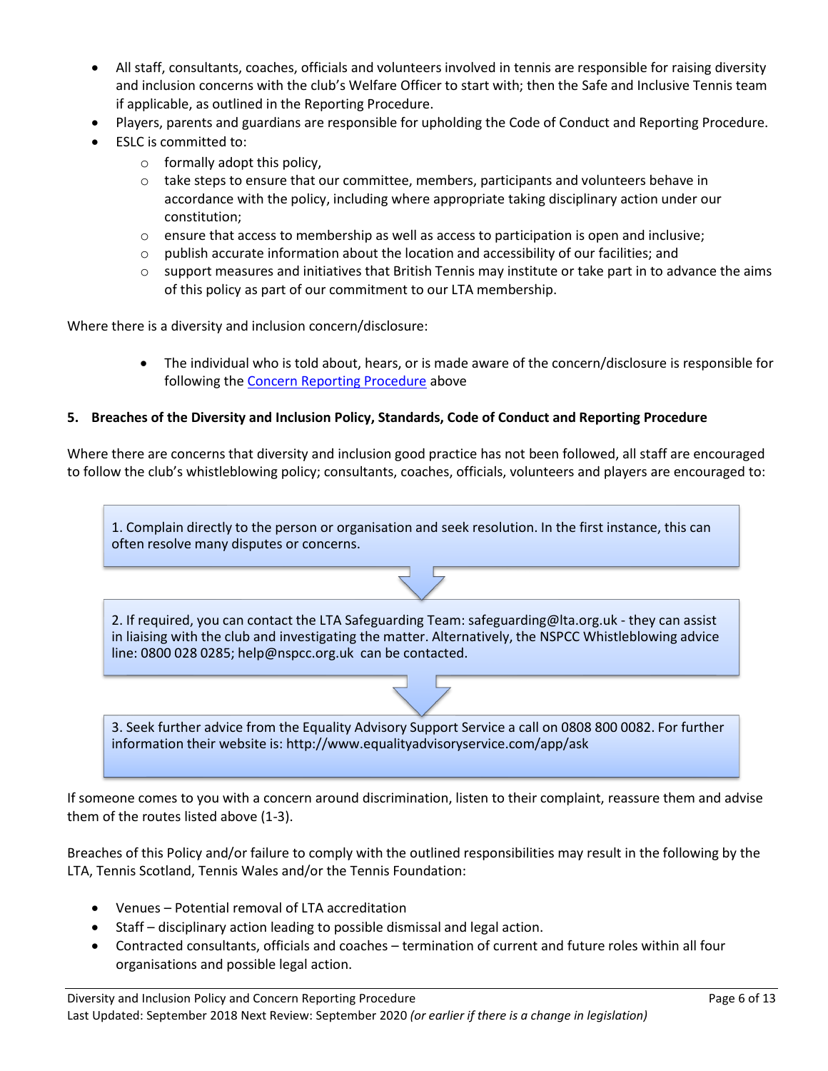- All staff, consultants, coaches, officials and volunteers involved in tennis are responsible for raising diversity and inclusion concerns with the club's Welfare Officer to start with; then the Safe and Inclusive Tennis team if applicable, as outlined in the Reporting Procedure.
- Players, parents and guardians are responsible for upholding the Code of Conduct and Reporting Procedure.
- ESLC is committed to:
    - formally adopt this policy,
    - take steps to ensure that our committee, members, participants and volunteers behave in accordance with the policy, including where appropriate taking disciplinary action under our constitution;
    - ensure that access to membership as well as access to participation is open and inclusive;
    - publish accurate information about the location and accessibility of our facilities; and
    - support measures and initiatives that British Tennis may institute or take part in to advance the aims of this policy as part of our commitment to our LTA membership.

Where there is a diversity and inclusion concern/disclosure:

- The individual who is told about, hears, or is made aware of the concern/disclosure is responsible for following the [Concern Reporting Procedure](#) above

## 5. Breaches of the Diversity and Inclusion Policy, Standards, Code of Conduct and Reporting Procedure

Where there are concerns that diversity and inclusion good practice has not been followed, all staff are encouraged to follow the club's whistleblowing policy; consultants, coaches, officials, volunteers and players are encouraged to:

1. Complain directly to the person or organisation and seek resolution. In the first instance, this can often resolve many disputes or concerns.

2. If required, you can contact the LTA Safeguarding Team: safeguarding@lta.org.uk - they can assist in liaising with the club and investigating the matter. Alternatively, the NSPCC Whistleblowing advice line: 0800 028 0285; help@nspcc.org.uk can be contacted.

3. Seek further advice from the Equality Advisory Support Service a call on 0808 800 0082. For further information their website is: http://www.equalityadvisoryservice.com/app/ask

If someone comes to you with a concern around discrimination, listen to their complaint, reassure them and advise them of the routes listed above (1-3).

Breaches of this Policy and/or failure to comply with the outlined responsibilities may result in the following by the LTA, Tennis Scotland, Tennis Wales and/or the Tennis Foundation:

- Venues – Potential removal of LTA accreditation
- Staff – disciplinary action leading to possible dismissal and legal action.
- Contracted consultants, officials and coaches – termination of current and future roles within all four organisations and possible legal action.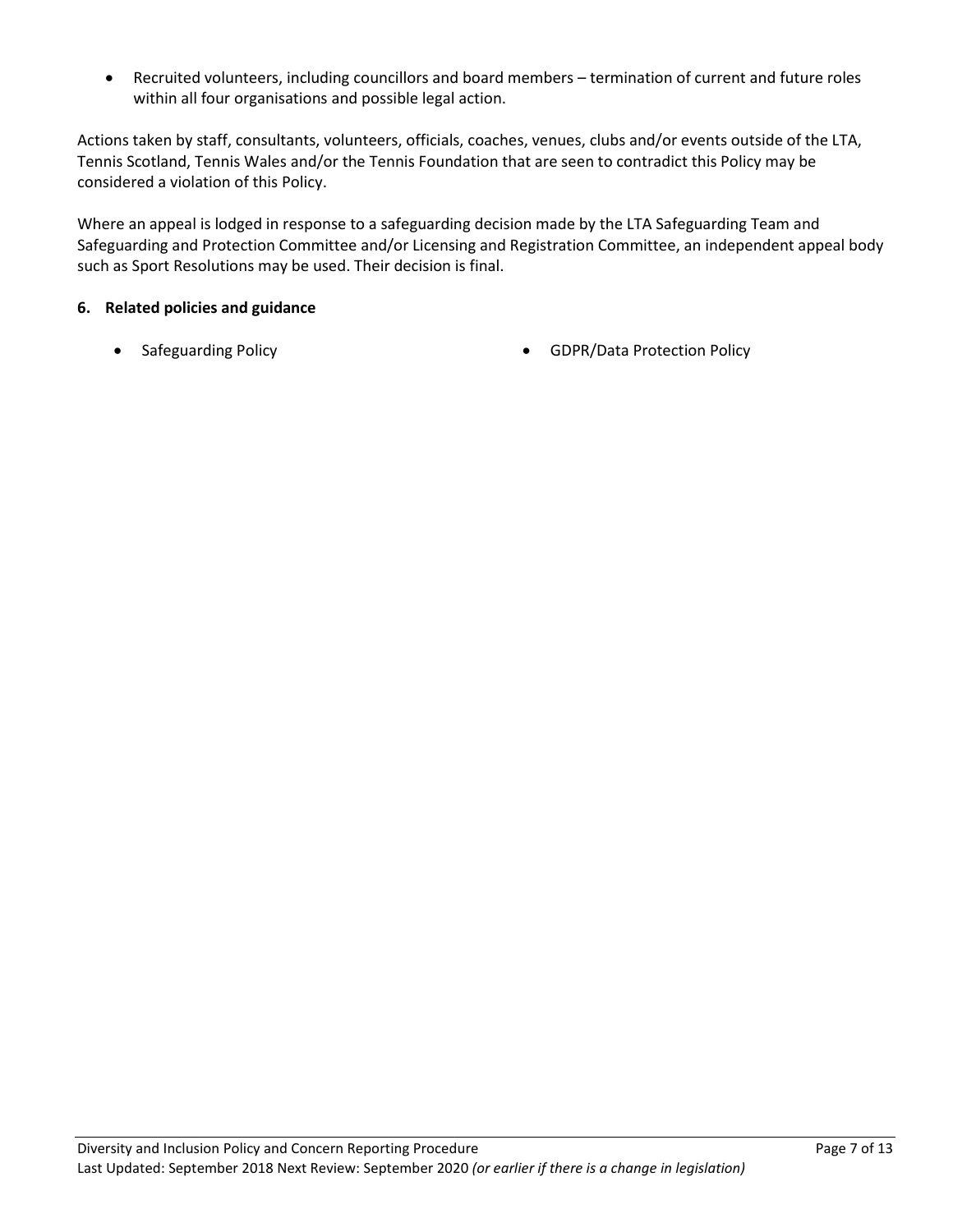- Recruited volunteers, including councillors and board members – termination of current and future roles within all four organisations and possible legal action.

Actions taken by staff, consultants, volunteers, officials, coaches, venues, clubs and/or events outside of the LTA, Tennis Scotland, Tennis Wales and/or the Tennis Foundation that are seen to contradict this Policy may be considered a violation of this Policy.

Where an appeal is lodged in response to a safeguarding decision made by the LTA Safeguarding Team and Safeguarding and Protection Committee and/or Licensing and Registration Committee, an independent appeal body such as Sport Resolutions may be used. Their decision is final.

**6. Related policies and guidance**

- Safeguarding Policy
- GDPR/Data Protection Policy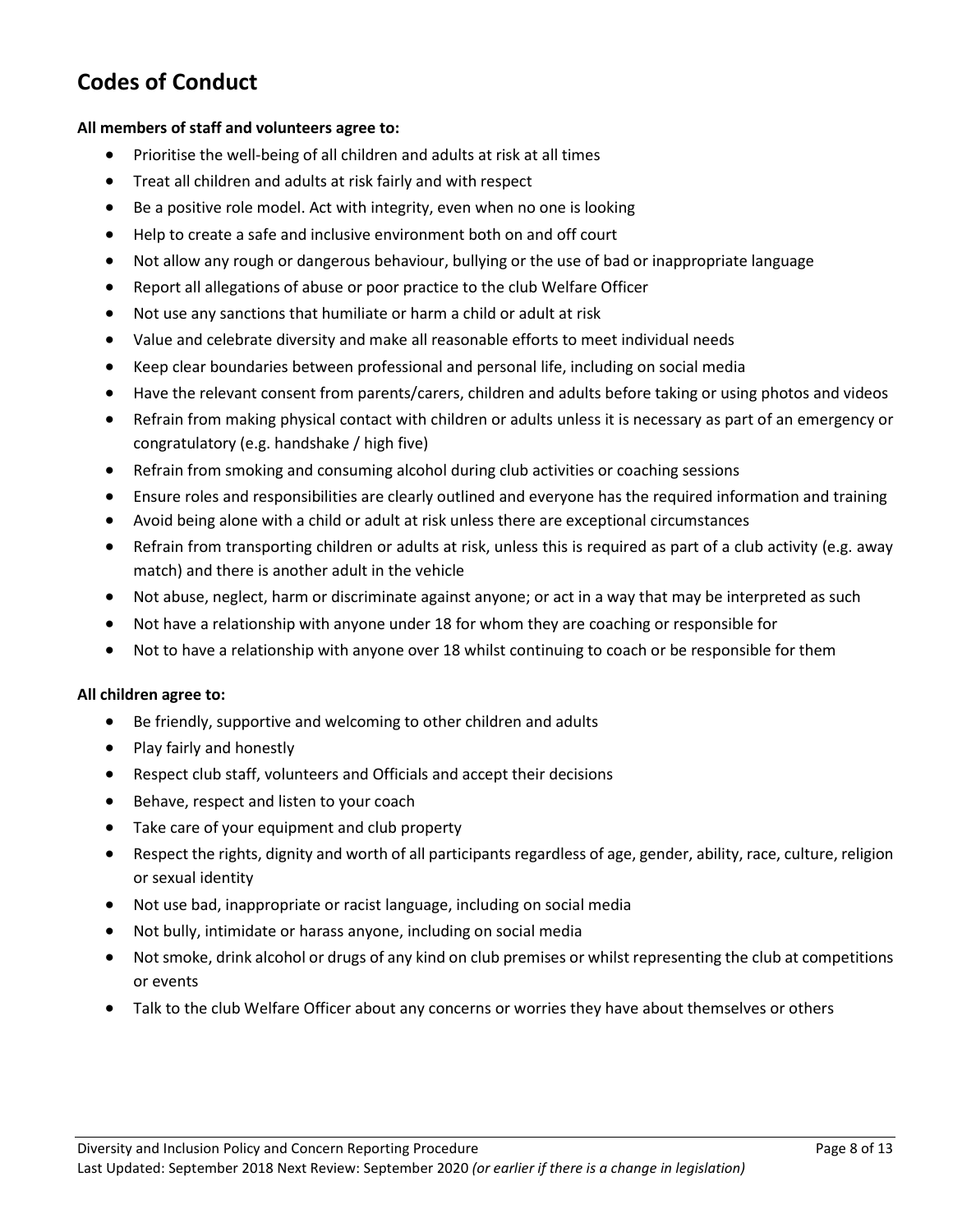## Codes of Conduct

**All members of staff and volunteers agree to:**

- Prioritise the well-being of all children and adults at risk at all times
- Treat all children and adults at risk fairly and with respect
- Be a positive role model. Act with integrity, even when no one is looking
- Help to create a safe and inclusive environment both on and off court
- Not allow any rough or dangerous behaviour, bullying or the use of bad or inappropriate language
- Report all allegations of abuse or poor practice to the club Welfare Officer
- Not use any sanctions that humiliate or harm a child or adult at risk
- Value and celebrate diversity and make all reasonable efforts to meet individual needs
- Keep clear boundaries between professional and personal life, including on social media
- Have the relevant consent from parents/carers, children and adults before taking or using photos and videos
- Refrain from making physical contact with children or adults unless it is necessary as part of an emergency or congratulatory (e.g. handshake / high five)
- Refrain from smoking and consuming alcohol during club activities or coaching sessions
- Ensure roles and responsibilities are clearly outlined and everyone has the required information and training
- Avoid being alone with a child or adult at risk unless there are exceptional circumstances
- Refrain from transporting children or adults at risk, unless this is required as part of a club activity (e.g. away match) and there is another adult in the vehicle
- Not abuse, neglect, harm or discriminate against anyone; or act in a way that may be interpreted as such
- Not have a relationship with anyone under 18 for whom they are coaching or responsible for
- Not to have a relationship with anyone over 18 whilst continuing to coach or be responsible for them

**All children agree to:**

- Be friendly, supportive and welcoming to other children and adults
- Play fairly and honestly
- Respect club staff, volunteers and Officials and accept their decisions
- Behave, respect and listen to your coach
- Take care of your equipment and club property
- Respect the rights, dignity and worth of all participants regardless of age, gender, ability, race, culture, religion or sexual identity
- Not use bad, inappropriate or racist language, including on social media
- Not bully, intimidate or harass anyone, including on social media
- Not smoke, drink alcohol or drugs of any kind on club premises or whilst representing the club at competitions or events
- Talk to the club Welfare Officer about any concerns or worries they have about themselves or others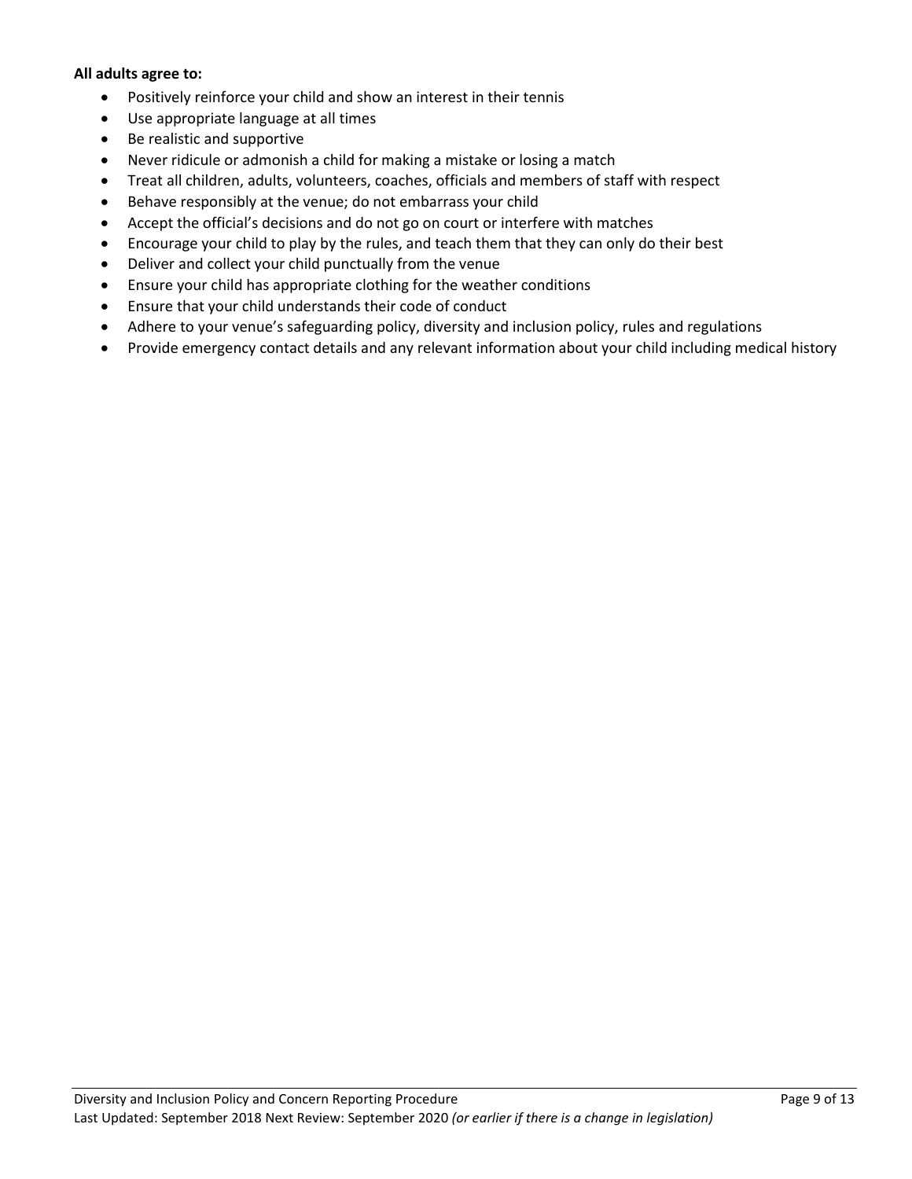**All adults agree to:**

- Positively reinforce your child and show an interest in their tennis
- Use appropriate language at all times
- Be realistic and supportive
- Never ridicule or admonish a child for making a mistake or losing a match
- Treat all children, adults, volunteers, coaches, officials and members of staff with respect
- Behave responsibly at the venue; do not embarrass your child
- Accept the official's decisions and do not go on court or interfere with matches
- Encourage your child to play by the rules, and teach them that they can only do their best
- Deliver and collect your child punctually from the venue
- Ensure your child has appropriate clothing for the weather conditions
- Ensure that your child understands their code of conduct
- Adhere to your venue's safeguarding policy, diversity and inclusion policy, rules and regulations
- Provide emergency contact details and any relevant information about your child including medical history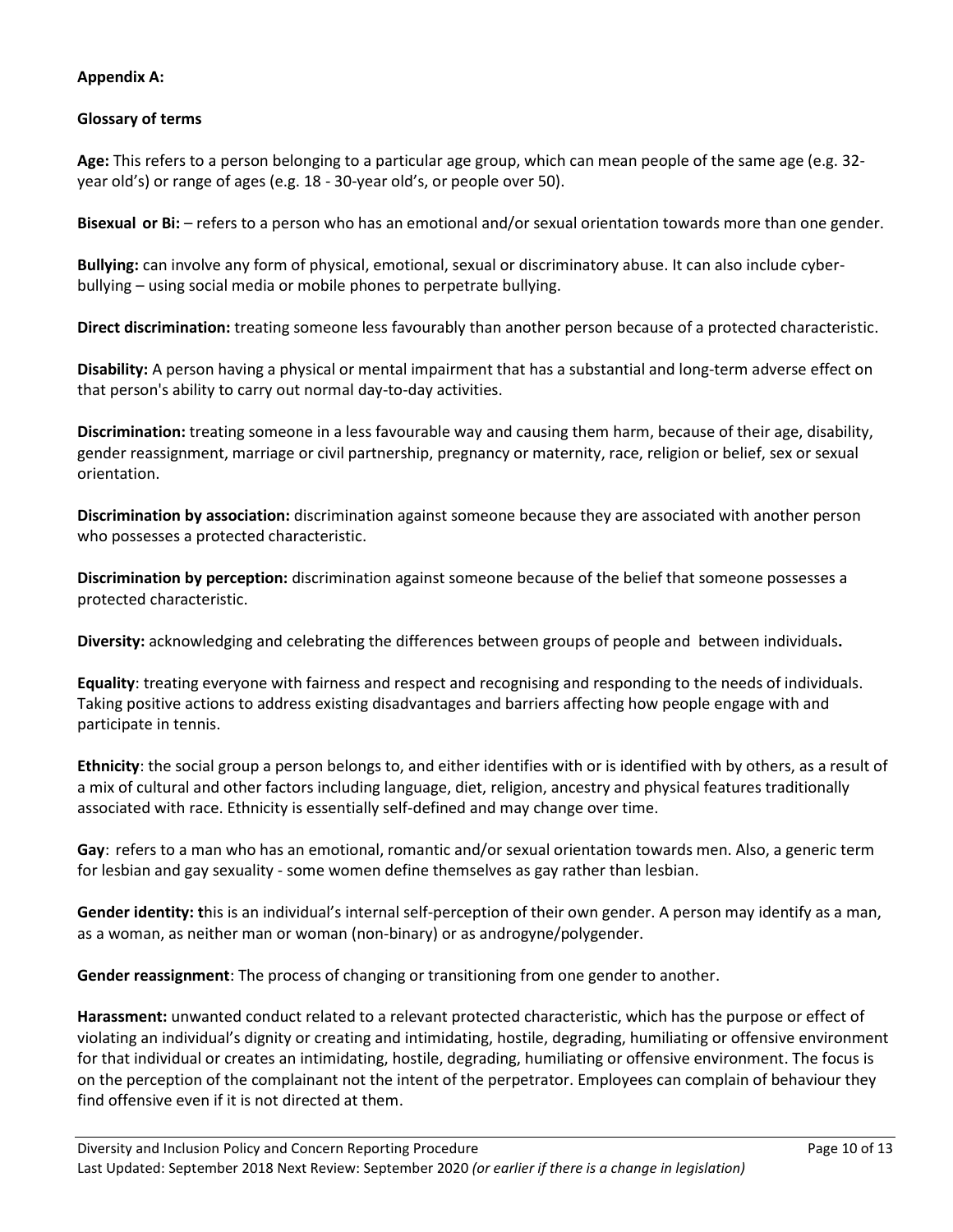**Appendix A:**

**Glossary of terms**

**Age:** This refers to a person belonging to a particular age group, which can mean people of the same age (e.g. 32-year old's) or range of ages (e.g. 18 - 30-year old's, or people over 50).

**Bisexual or Bi:** – refers to a person who has an emotional and/or sexual orientation towards more than one gender.

**Bullying:** can involve any form of physical, emotional, sexual or discriminatory abuse. It can also include cyber-bullying – using social media or mobile phones to perpetrate bullying.

**Direct discrimination:** treating someone less favourably than another person because of a protected characteristic.

**Disability:** A person having a physical or mental impairment that has a substantial and long-term adverse effect on that person's ability to carry out normal day-to-day activities.

**Discrimination:** treating someone in a less favourable way and causing them harm, because of their age, disability, gender reassignment, marriage or civil partnership, pregnancy or maternity, race, religion or belief, sex or sexual orientation.

**Discrimination by association:** discrimination against someone because they are associated with another person who possesses a protected characteristic.

**Discrimination by perception:** discrimination against someone because of the belief that someone possesses a protected characteristic.

**Diversity:** acknowledging and celebrating the differences between groups of people and between individuals**.**

**Equality**: treating everyone with fairness and respect and recognising and responding to the needs of individuals. Taking positive actions to address existing disadvantages and barriers affecting how people engage with and participate in tennis.

**Ethnicity**: the social group a person belongs to, and either identifies with or is identified with by others, as a result of a mix of cultural and other factors including language, diet, religion, ancestry and physical features traditionally associated with race. Ethnicity is essentially self-defined and may change over time.

**Gay**: refers to a man who has an emotional, romantic and/or sexual orientation towards men. Also, a generic term for lesbian and gay sexuality - some women define themselves as gay rather than lesbian.

**Gender identity: t**his is an individual's internal self-perception of their own gender. A person may identify as a man, as a woman, as neither man or woman (non-binary) or as androgyne/polygender.

**Gender reassignment**: The process of changing or transitioning from one gender to another.

**Harassment:** unwanted conduct related to a relevant protected characteristic, which has the purpose or effect of violating an individual's dignity or creating and intimidating, hostile, degrading, humiliating or offensive environment for that individual or creates an intimidating, hostile, degrading, humiliating or offensive environment. The focus is on the perception of the complainant not the intent of the perpetrator. Employees can complain of behaviour they find offensive even if it is not directed at them.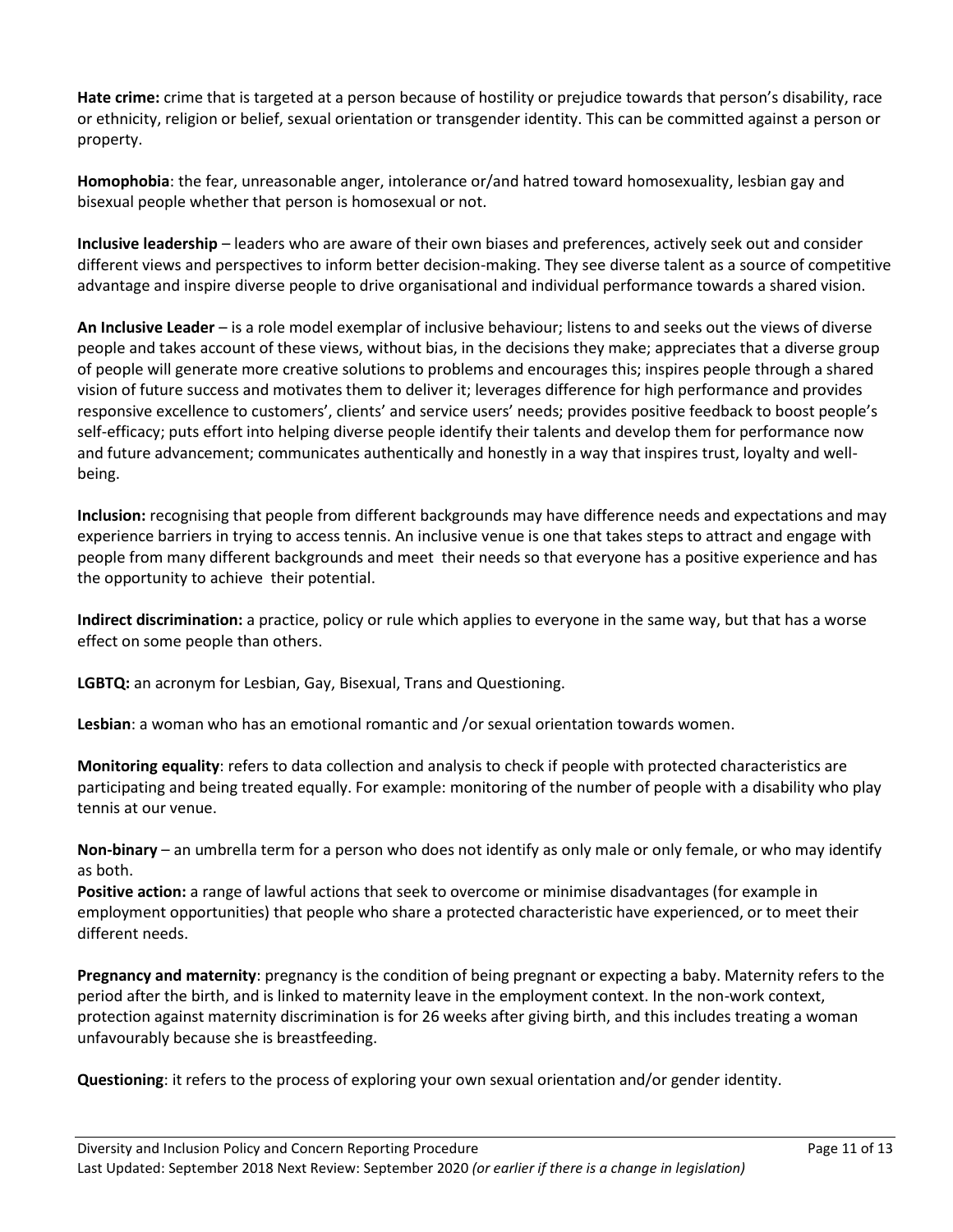**Hate crime:** crime that is targeted at a person because of hostility or prejudice towards that person's disability, race or ethnicity, religion or belief, sexual orientation or transgender identity. This can be committed against a person or property.

**Homophobia**: the fear, unreasonable anger, intolerance or/and hatred toward homosexuality, lesbian gay and bisexual people whether that person is homosexual or not.

**Inclusive leadership** – leaders who are aware of their own biases and preferences, actively seek out and consider different views and perspectives to inform better decision-making. They see diverse talent as a source of competitive advantage and inspire diverse people to drive organisational and individual performance towards a shared vision.

**An Inclusive Leader** – is a role model exemplar of inclusive behaviour; listens to and seeks out the views of diverse people and takes account of these views, without bias, in the decisions they make; appreciates that a diverse group of people will generate more creative solutions to problems and encourages this; inspires people through a shared vision of future success and motivates them to deliver it; leverages difference for high performance and provides responsive excellence to customers', clients' and service users' needs; provides positive feedback to boost people's self-efficacy; puts effort into helping diverse people identify their talents and develop them for performance now and future advancement; communicates authentically and honestly in a way that inspires trust, loyalty and well-being.

**Inclusion:** recognising that people from different backgrounds may have difference needs and expectations and may experience barriers in trying to access tennis. An inclusive venue is one that takes steps to attract and engage with people from many different backgrounds and meet their needs so that everyone has a positive experience and has the opportunity to achieve their potential.

**Indirect discrimination:** a practice, policy or rule which applies to everyone in the same way, but that has a worse effect on some people than others.

**LGBTQ:** an acronym for Lesbian, Gay, Bisexual, Trans and Questioning.

**Lesbian**: a woman who has an emotional romantic and /or sexual orientation towards women.

**Monitoring equality**: refers to data collection and analysis to check if people with protected characteristics are participating and being treated equally. For example: monitoring of the number of people with a disability who play tennis at our venue.

**Non-binary** – an umbrella term for a person who does not identify as only male or only female, or who may identify as both.

**Positive action:** a range of lawful actions that seek to overcome or minimise disadvantages (for example in employment opportunities) that people who share a protected characteristic have experienced, or to meet their different needs.

**Pregnancy and maternity**: pregnancy is the condition of being pregnant or expecting a baby. Maternity refers to the period after the birth, and is linked to maternity leave in the employment context. In the non-work context, protection against maternity discrimination is for 26 weeks after giving birth, and this includes treating a woman unfavourably because she is breastfeeding.

**Questioning**: it refers to the process of exploring your own sexual orientation and/or gender identity.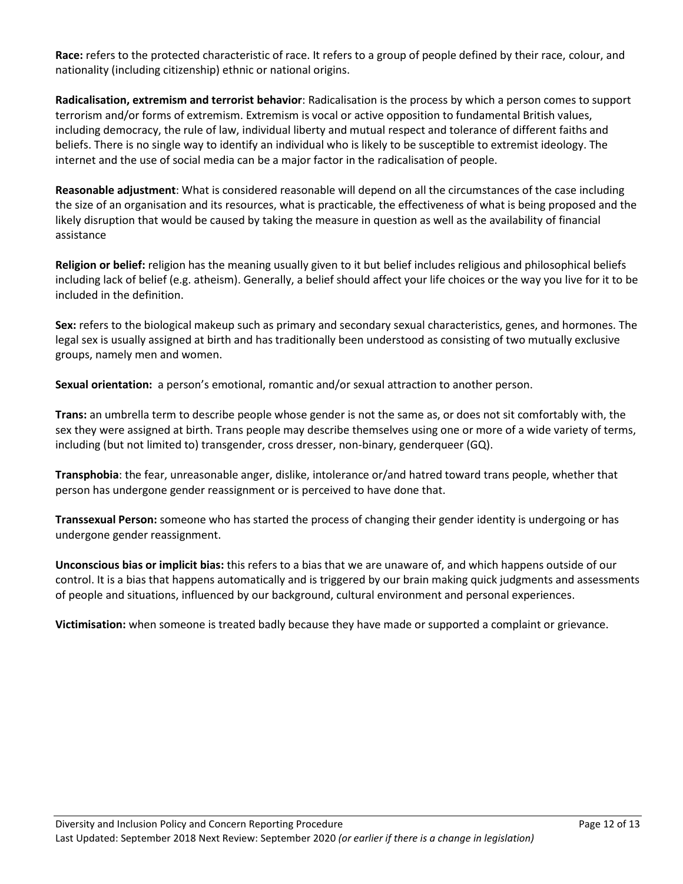**Race:** refers to the protected characteristic of race. It refers to a group of people defined by their race, colour, and nationality (including citizenship) ethnic or national origins.

**Radicalisation, extremism and terrorist behavior**: Radicalisation is the process by which a person comes to support terrorism and/or forms of extremism. Extremism is vocal or active opposition to fundamental British values, including democracy, the rule of law, individual liberty and mutual respect and tolerance of different faiths and beliefs. There is no single way to identify an individual who is likely to be susceptible to extremist ideology. The internet and the use of social media can be a major factor in the radicalisation of people.

**Reasonable adjustment**: What is considered reasonable will depend on all the circumstances of the case including the size of an organisation and its resources, what is practicable, the effectiveness of what is being proposed and the likely disruption that would be caused by taking the measure in question as well as the availability of financial assistance

**Religion or belief:** religion has the meaning usually given to it but belief includes religious and philosophical beliefs including lack of belief (e.g. atheism). Generally, a belief should affect your life choices or the way you live for it to be included in the definition.

**Sex:** refers to the biological makeup such as primary and secondary sexual characteristics, genes, and hormones. The legal sex is usually assigned at birth and has traditionally been understood as consisting of two mutually exclusive groups, namely men and women.

**Sexual orientation:** a person's emotional, romantic and/or sexual attraction to another person.

**Trans:** an umbrella term to describe people whose gender is not the same as, or does not sit comfortably with, the sex they were assigned at birth. Trans people may describe themselves using one or more of a wide variety of terms, including (but not limited to) transgender, cross dresser, non-binary, genderqueer (GQ).

**Transphobia**: the fear, unreasonable anger, dislike, intolerance or/and hatred toward trans people, whether that person has undergone gender reassignment or is perceived to have done that.

**Transsexual Person:** someone who has started the process of changing their gender identity is undergoing or has undergone gender reassignment.

**Unconscious bias or implicit bias:** this refers to a bias that we are unaware of, and which happens outside of our control. It is a bias that happens automatically and is triggered by our brain making quick judgments and assessments of people and situations, influenced by our background, cultural environment and personal experiences.

**Victimisation:** when someone is treated badly because they have made or supported a complaint or grievance.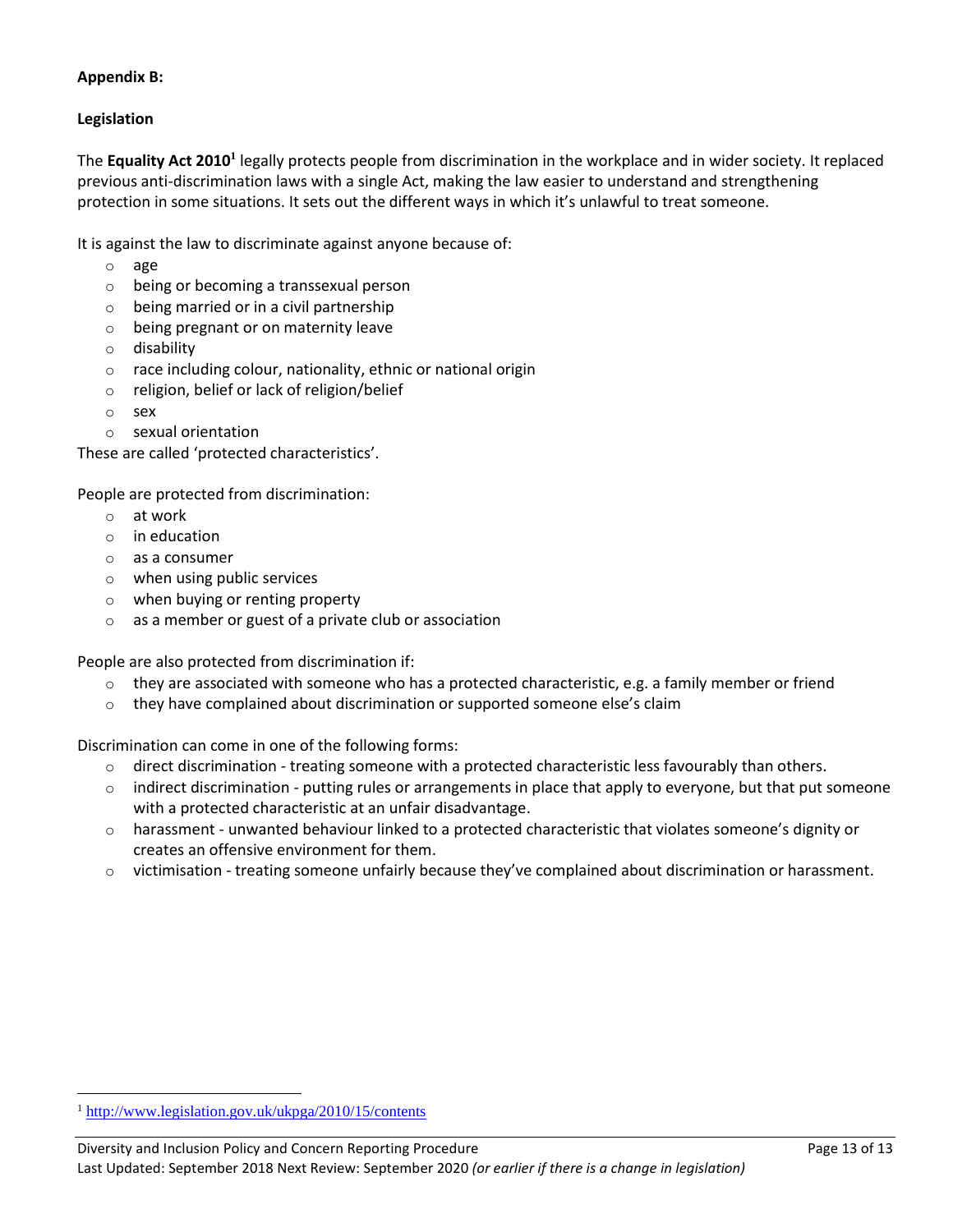**Appendix B:**

**Legislation**

The **Equality Act 2010**[1] legally protects people from discrimination in the workplace and in wider society. It replaced previous anti-discrimination laws with a single Act, making the law easier to understand and strengthening protection in some situations. It sets out the different ways in which it's unlawful to treat someone.

It is against the law to discriminate against anyone because of:

- age
- being or becoming a transsexual person
- being married or in a civil partnership
- being pregnant or on maternity leave
- disability
- race including colour, nationality, ethnic or national origin
- religion, belief or lack of religion/belief
- sex
- sexual orientation

These are called 'protected characteristics'.

People are protected from discrimination:

- at work
- in education
- as a consumer
- when using public services
- when buying or renting property
- as a member or guest of a private club or association

People are also protected from discrimination if:

- they are associated with someone who has a protected characteristic, e.g. a family member or friend
- they have complained about discrimination or supported someone else's claim

Discrimination can come in one of the following forms:

- direct discrimination - treating someone with a protected characteristic less favourably than others.
- indirect discrimination - putting rules or arrangements in place that apply to everyone, but that put someone with a protected characteristic at an unfair disadvantage.
- harassment - unwanted behaviour linked to a protected characteristic that violates someone's dignity or creates an offensive environment for them.
- victimisation - treating someone unfairly because they've complained about discrimination or harassment.

[1] http://www.legislation.gov.uk/ukpga/2010/15/contents